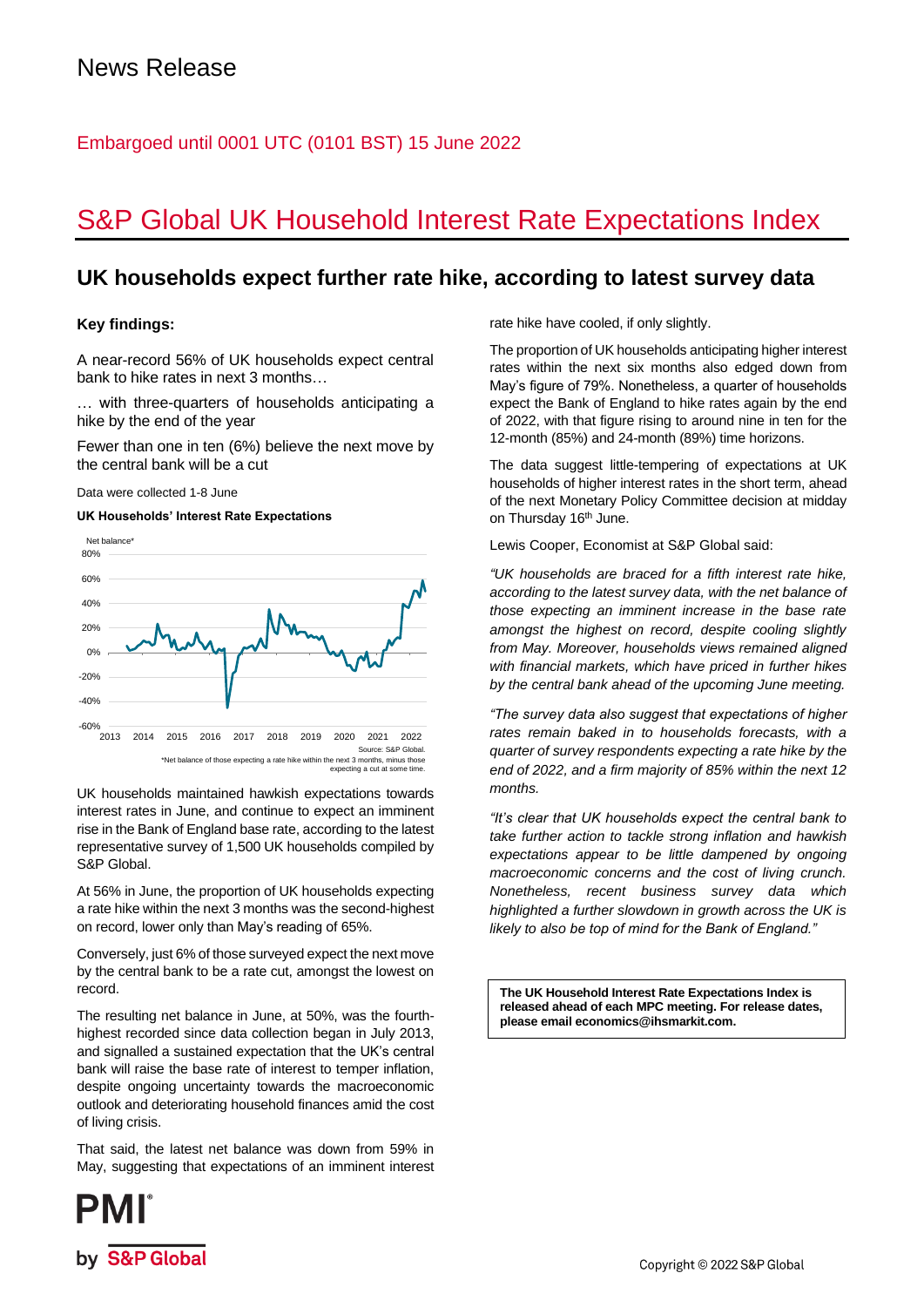# News Release

Embargoed until 0001 UTC (0101 BST) 15 June 2022

# S&P Global UK Household Interest Rate Expectations Index

## UK households expect further rate hike, according to latest survey data

**Key findings:**

A near-record 56% of UK households expect central bank to hike rates in next 3 months…

… with three-quarters of households anticipating a hike by the end of the year

Fewer than one in ten (6%) believe the next move by the central bank will be a cut

Data were collected 1-8 June

**UK Households' Interest Rate Expectations**

Source: S&P Global.
*Net balance of those expecting a rate hike within the next 3 months, minus those expecting a cut at some time.

UK households maintained hawkish expectations towards interest rates in June, and continue to expect an imminent rise in the Bank of England base rate, according to the latest representative survey of 1,500 UK households compiled by S&P Global.

At 56% in June, the proportion of UK households expecting a rate hike within the next 3 months was the second-highest on record, lower only than May's reading of 65%.

Conversely, just 6% of those surveyed expect the next move by the central bank to be a rate cut, amongst the lowest on record.

The resulting net balance in June, at 50%, was the fourth-highest recorded since data collection began in July 2013, and signalled a sustained expectation that the UK's central bank will raise the base rate of interest to temper inflation, despite ongoing uncertainty towards the macroeconomic outlook and deteriorating household finances amid the cost of living crisis.

That said, the latest net balance was down from 59% in May, suggesting that expectations of an imminent interest rate hike have cooled, if only slightly.

The proportion of UK households anticipating higher interest rates within the next six months also edged down from May's figure of 79%. Nonetheless, a quarter of households expect the Bank of England to hike rates again by the end of 2022, with that figure rising to around nine in ten for the 12-month (85%) and 24-month (89%) time horizons.

The data suggest little-tempering of expectations at UK households of higher interest rates in the short term, ahead of the next Monetary Policy Committee decision at midday on Thursday 16th June.

Lewis Cooper, Economist at S&P Global said:

*"UK households are braced for a fifth interest rate hike, according to the latest survey data, with the net balance of those expecting an imminent increase in the base rate amongst the highest on record, despite cooling slightly from May. Moreover, households views remained aligned with financial markets, which have priced in further hikes by the central bank ahead of the upcoming June meeting.*

*"The survey data also suggest that expectations of higher rates remain baked in to households forecasts, with a quarter of survey respondents expecting a rate hike by the end of 2022, and a firm majority of 85% within the next 12 months.*

*"It's clear that UK households expect the central bank to take further action to tackle strong inflation and hawkish expectations appear to be little dampened by ongoing macroeconomic concerns and the cost of living crunch. Nonetheless, recent business survey data which highlighted a further slowdown in growth across the UK is likely to also be top of mind for the Bank of England."*

**The UK Household Interest Rate Expectations Index is released ahead of each MPC meeting. For release dates, please email economics@ihsmarkit.com.**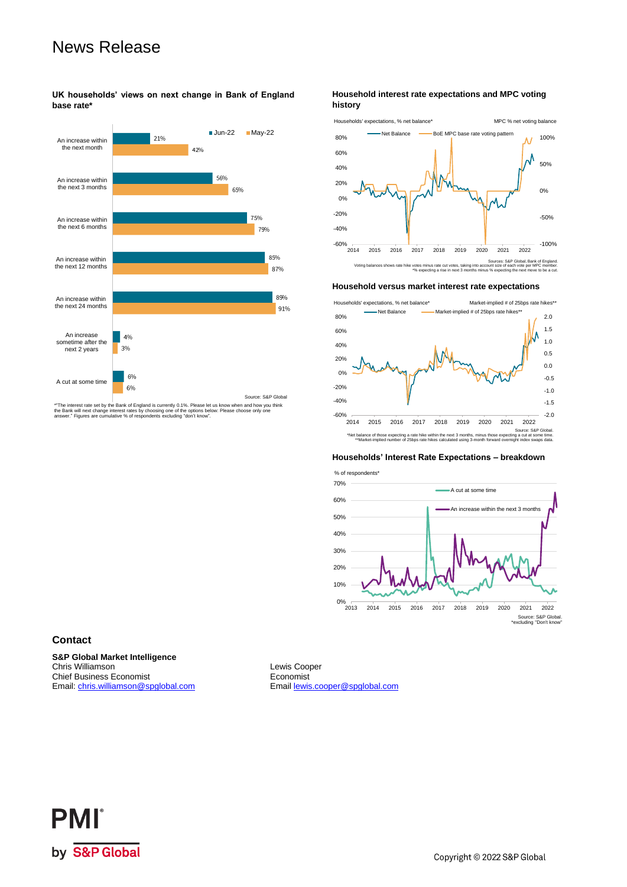## News Release

**UK households' views on next change in Bank of England base rate***

| | Jun-22 | May-22 |
|---|---|---|
| An increase within the next month | 21% | 42% |
| An increase within the next 3 months | 56% | 65% |
| An increase within the next 6 months | 75% | 79% |
| An increase within the next 12 months | 85% | 87% |
| An increase within the next 24 months | 89% | 91% |
| An increase sometime after the next 2 years | 4% | 3% |
| A cut at some time | 6% | 6% |

Source: S&P Global

*"The interest rate set by the Bank of England is currently 0.1%. Please let us know when and how you think the Bank will next change interest rates by choosing only one of the options below: Please choose only one answer." Figures are cumulative % of respondents excluding "don't know".

**Household interest rate expectations and MPC voting history**

Households' expectations, % net balance* — MPC % net voting balance

Net Balance — BoE MPC base rate voting pattern

Sources: S&P Global, Bank of England.
Voting balances shows rate hike votes minus rate cut votes, taking into account size of each vote per MPC member.
*% expecting a rise in next 3 months minus % expecting the next move to be a cut.

**Household versus market interest rate expectations**

Households' expectations, % net balance* — Market-implied # of 25bps rate hikes**

Net Balance — Market-implied # of 25bps rate hikes**

Source: S&P Global.
*Net balance of those expecting a rate hike within the next 3 months, minus those expecting a cut at some time.
**Market-implied number of 25bps rate hikes calculated using 3-month forward overnight index swaps data.

**Households' Interest Rate Expectations – breakdown**

% of respondents*

A cut at some time — An increase within the next 3 months

Source: S&P Global.
*excluding "Don't know"

### Contact

**S&P Global Market Intelligence**
Chris Williamson
Chief Business Economist
Email: chris.williamson@spglobal.com

Lewis Cooper
Economist
Email lewis.cooper@spglobal.com

PMI by S&P Global

Copyright © 2022 S&P Global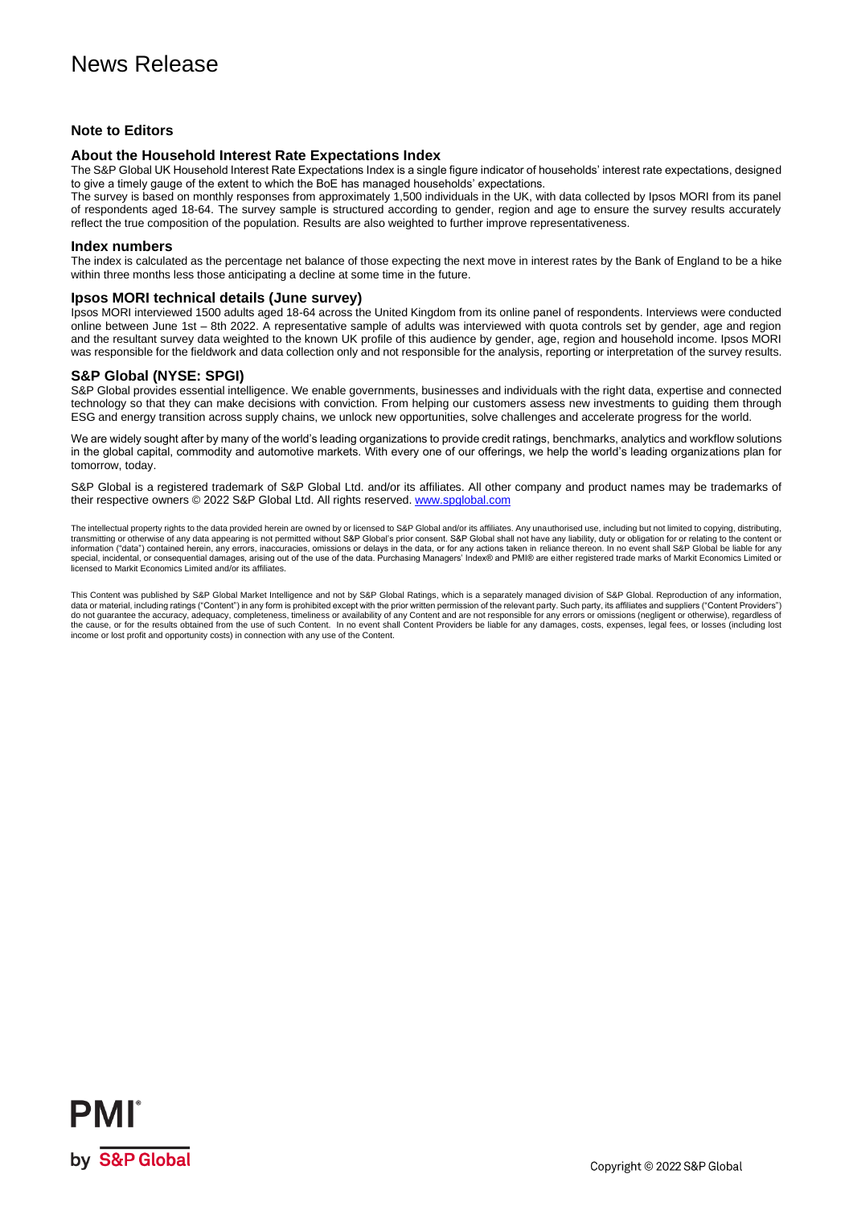# News Release

## Note to Editors

### About the Household Interest Rate Expectations Index

The S&P Global UK Household Interest Rate Expectations Index is a single figure indicator of households' interest rate expectations, designed to give a timely gauge of the extent to which the BoE has managed households' expectations.

The survey is based on monthly responses from approximately 1,500 individuals in the UK, with data collected by Ipsos MORI from its panel of respondents aged 18-64. The survey sample is structured according to gender, region and age to ensure the survey results accurately reflect the true composition of the population. Results are also weighted to further improve representativeness.

### Index numbers

The index is calculated as the percentage net balance of those expecting the next move in interest rates by the Bank of England to be a hike within three months less those anticipating a decline at some time in the future.

### Ipsos MORI technical details (June survey)

Ipsos MORI interviewed 1500 adults aged 18-64 across the United Kingdom from its online panel of respondents. Interviews were conducted online between June 1st – 8th 2022. A representative sample of adults was interviewed with quota controls set by gender, age and region and the resultant survey data weighted to the known UK profile of this audience by gender, age, region and household income. Ipsos MORI was responsible for the fieldwork and data collection only and not responsible for the analysis, reporting or interpretation of the survey results.

### S&P Global (NYSE: SPGI)

S&P Global provides essential intelligence. We enable governments, businesses and individuals with the right data, expertise and connected technology so that they can make decisions with conviction. From helping our customers assess new investments to guiding them through ESG and energy transition across supply chains, we unlock new opportunities, solve challenges and accelerate progress for the world.

We are widely sought after by many of the world's leading organizations to provide credit ratings, benchmarks, analytics and workflow solutions in the global capital, commodity and automotive markets. With every one of our offerings, we help the world's leading organizations plan for tomorrow, today.

S&P Global is a registered trademark of S&P Global Ltd. and/or its affiliates. All other company and product names may be trademarks of their respective owners © 2022 S&P Global Ltd. All rights reserved. [www.spglobal.com](http://www.spglobal.com)

The intellectual property rights to the data provided herein are owned by or licensed to S&P Global and/or its affiliates. Any unauthorised use, including but not limited to copying, distributing, transmitting or otherwise of any data appearing is not permitted without S&P Global's prior consent. S&P Global shall not have any liability, duty or obligation for or relating to the content or information ("data") contained herein, any errors, inaccuracies, omissions or delays in the data, or for any actions taken in reliance thereon. In no event shall S&P Global be liable for any special, incidental, or consequential damages, arising out of the use of the data. Purchasing Managers' Index® and PMI® are either registered trade marks of Markit Economics Limited or licensed to Markit Economics Limited and/or its affiliates.

This Content was published by S&P Global Market Intelligence and not by S&P Global Ratings, which is a separately managed division of S&P Global. Reproduction of any information, data or material, including ratings ("Content") in any form is prohibited except with the prior written permission of the relevant party. Such party, its affiliates and suppliers ("Content Providers") do not guarantee the accuracy, adequacy, completeness, timeliness or availability of any Content and are not responsible for any errors or omissions (negligent or otherwise), regardless of the cause, or for the results obtained from the use of such Content. In no event shall Content Providers be liable for any damages, costs, expenses, legal fees, or losses (including lost income or lost profit and opportunity costs) in connection with any use of the Content.